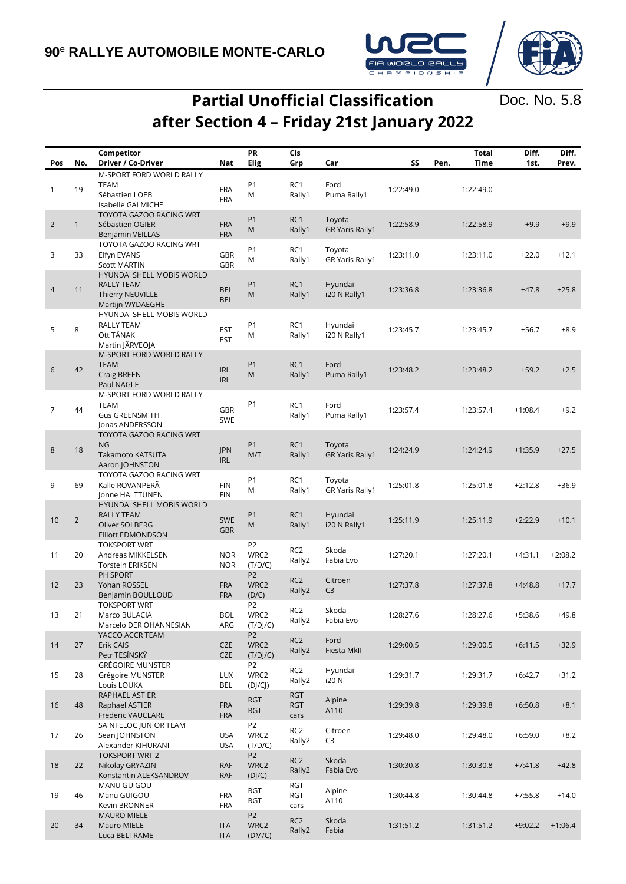# 90e RALLYE AUTOMOBILE MONTE-CARLO

## Partial Unofficial Classification after Section 4 – Friday 21st January 2022

Doc. No. 5.8

| Pos | No. | Competitor / Driver / Co-Driver | Nat | PR Elig | Cls Grp | Car | SS | Pen. | Total Time | Diff. 1st. | Diff. Prev. |
|---|---|---|---|---|---|---|---|---|---|---|---|
| 1 | 19 | M-SPORT FORD WORLD RALLY TEAM<br>Sébastien LOEB<br>Isabelle GALMICHE | FRA<br>FRA | P1<br>M | RC1<br>Rally1 | Ford<br>Puma Rally1 | 1:22:49.0 | | 1:22:49.0 | | |
| 2 | 1 | TOYOTA GAZOO RACING WRT<br>Sébastien OGIER<br>Benjamin VEILLAS | FRA<br>FRA | P1<br>M | RC1<br>Rally1 | Toyota<br>GR Yaris Rally1 | 1:22:58.9 | | 1:22:58.9 | +9.9 | +9.9 |
| 3 | 33 | TOYOTA GAZOO RACING WRT<br>Elfyn EVANS<br>Scott MARTIN | GBR<br>GBR | P1<br>M | RC1<br>Rally1 | Toyota<br>GR Yaris Rally1 | 1:23:11.0 | | 1:23:11.0 | +22.0 | +12.1 |
| 4 | 11 | HYUNDAI SHELL MOBIS WORLD RALLY TEAM<br>Thierry NEUVILLE<br>Martijn WYDAEGHE | BEL<br>BEL | P1<br>M | RC1<br>Rally1 | Hyundai<br>i20 N Rally1 | 1:23:36.8 | | 1:23:36.8 | +47.8 | +25.8 |
| 5 | 8 | HYUNDAI SHELL MOBIS WORLD RALLY TEAM<br>Ott TÄNAK<br>Martin JÄRVEOJA | EST<br>EST | P1<br>M | RC1<br>Rally1 | Hyundai<br>i20 N Rally1 | 1:23:45.7 | | 1:23:45.7 | +56.7 | +8.9 |
| 6 | 42 | M-SPORT FORD WORLD RALLY TEAM<br>Craig BREEN<br>Paul NAGLE | IRL<br>IRL | P1<br>M | RC1<br>Rally1 | Ford<br>Puma Rally1 | 1:23:48.2 | | 1:23:48.2 | +59.2 | +2.5 |
| 7 | 44 | M-SPORT FORD WORLD RALLY TEAM<br>Gus GREENSMITH<br>Jonas ANDERSSON | GBR<br>SWE | P1 | RC1<br>Rally1 | Ford<br>Puma Rally1 | 1:23:57.4 | | 1:23:57.4 | +1:08.4 | +9.2 |
| 8 | 18 | TOYOTA GAZOO RACING WRT NG<br>Takamoto KATSUTA<br>Aaron JOHNSTON | JPN<br>IRL | P1<br>M/T | RC1<br>Rally1 | Toyota<br>GR Yaris Rally1 | 1:24:24.9 | | 1:24:24.9 | +1:35.9 | +27.5 |
| 9 | 69 | TOYOTA GAZOO RACING WRT<br>Kalle ROVANPERÄ<br>Jonne HALTTUNEN | FIN<br>FIN | P1<br>M | RC1<br>Rally1 | Toyota<br>GR Yaris Rally1 | 1:25:01.8 | | 1:25:01.8 | +2:12.8 | +36.9 |
| 10 | 2 | HYUNDAI SHELL MOBIS WORLD RALLY TEAM<br>Oliver SOLBERG<br>Elliott EDMONDSON | SWE<br>GBR | P1<br>M | RC1<br>Rally1 | Hyundai<br>i20 N Rally1 | 1:25:11.9 | | 1:25:11.9 | +2:22.9 | +10.1 |
| 11 | 20 | TOKSPORT WRT<br>Andreas MIKKELSEN<br>Torstein ERIKSEN | NOR<br>NOR | P2<br>WRC2<br>(T/D/C) | RC2<br>Rally2 | Skoda<br>Fabia Evo | 1:27:20.1 | | 1:27:20.1 | +4:31.1 | +2:08.2 |
| 12 | 23 | PH SPORT<br>Yohan ROSSEL<br>Benjamin BOULLOUD | FRA<br>FRA | P2<br>WRC2<br>(D/C) | RC2<br>Rally2 | Citroen<br>C3 | 1:27:37.8 | | 1:27:37.8 | +4:48.8 | +17.7 |
| 13 | 21 | TOKSPORT WRT<br>Marco BULACIA<br>Marcelo DER OHANNESIAN | BOL<br>ARG | P2<br>WRC2<br>(T/DJ/C) | RC2<br>Rally2 | Skoda<br>Fabia Evo | 1:28:27.6 | | 1:28:27.6 | +5:38.6 | +49.8 |
| 14 | 27 | YACCO ACCR TEAM<br>Erik CAIS<br>Petr TESÍNSKÝ | CZE<br>CZE | P2<br>WRC2<br>(T/DJ/C) | RC2<br>Rally2 | Ford<br>Fiesta MkII | 1:29:00.5 | | 1:29:00.5 | +6:11.5 | +32.9 |
| 15 | 28 | GRÉGOIRE MUNSTER<br>Grégoire MUNSTER<br>Louis LOUKA | LUX<br>BEL | P2<br>WRC2<br>(DJ/CJ) | RC2<br>Rally2 | Hyundai<br>i20 N | 1:29:31.7 | | 1:29:31.7 | +6:42.7 | +31.2 |
| 16 | 48 | RAPHAEL ASTIER<br>Raphael ASTIER<br>Frederic VAUCLARE | FRA<br>FRA | RGT<br>RGT | RGT<br>RGT<br>cars | Alpine<br>A110 | 1:29:39.8 | | 1:29:39.8 | +6:50.8 | +8.1 |
| 17 | 26 | SAINTELOC JUNIOR TEAM<br>Sean JOHNSTON<br>Alexander KIHURANI | USA<br>USA | P2<br>WRC2<br>(T/D/C) | RC2<br>Rally2 | Citroen<br>C3 | 1:29:48.0 | | 1:29:48.0 | +6:59.0 | +8.2 |
| 18 | 22 | TOKSPORT WRT 2<br>Nikolay GRYAZIN<br>Konstantin ALEKSANDROV | RAF<br>RAF | P2<br>WRC2<br>(DJ/C) | RC2<br>Rally2 | Skoda<br>Fabia Evo | 1:30:30.8 | | 1:30:30.8 | +7:41.8 | +42.8 |
| 19 | 46 | MANU GUIGOU<br>Manu GUIGOU<br>Kevin BRONNER | FRA<br>FRA | RGT<br>RGT | RGT<br>RGT<br>cars | Alpine<br>A110 | 1:30:44.8 | | 1:30:44.8 | +7:55.8 | +14.0 |
| 20 | 34 | MAURO MIELE<br>Mauro MIELE<br>Luca BELTRAME | ITA<br>ITA | P2<br>WRC2<br>(DM/C) | RC2<br>Rally2 | Skoda<br>Fabia | 1:31:51.2 | | 1:31:51.2 | +9:02.2 | +1:06.4 |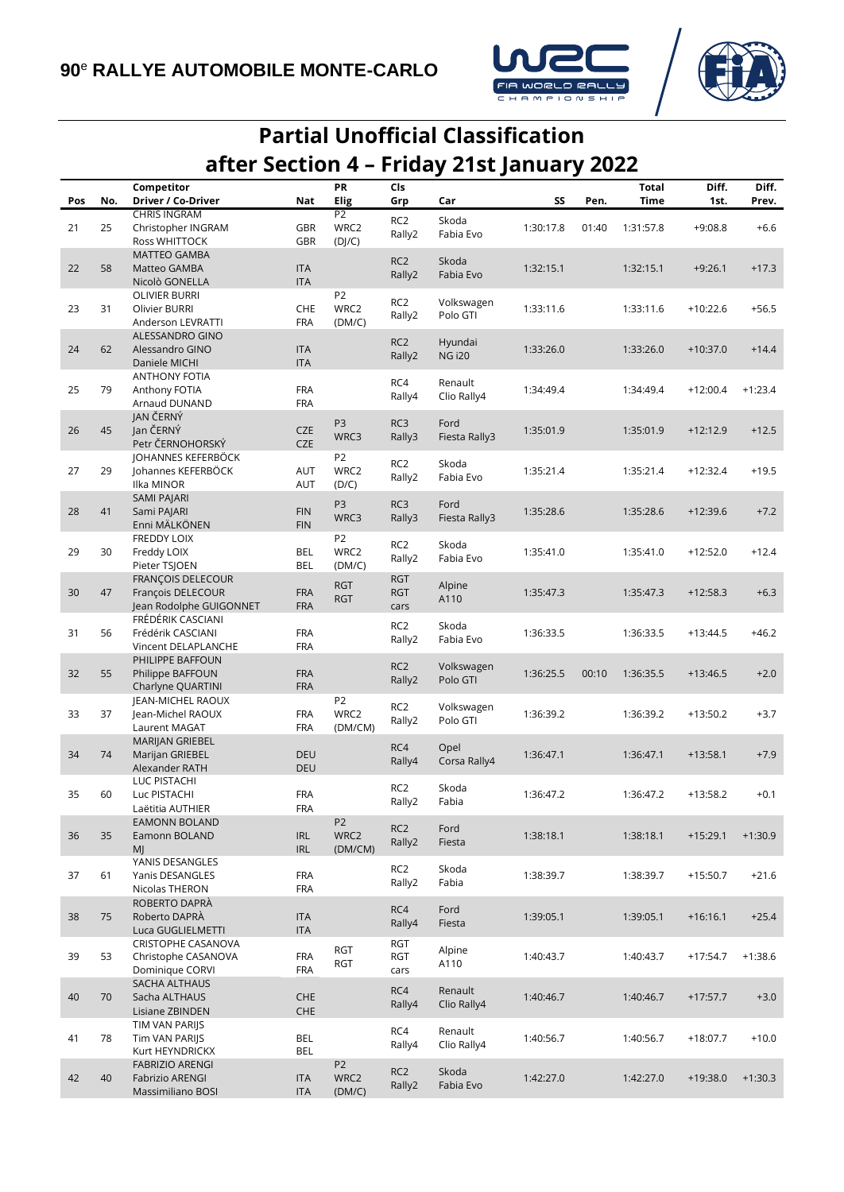**90ᵉ RALLYE AUTOMOBILE MONTE-CARLO**

# Partial Unofficial Classification
## after Section 4 – Friday 21st January 2022

| Pos | No. | Competitor Driver / Co-Driver | Nat | PR Elig | Cls Grp | Car | SS | Pen. | Total Time | Diff. 1st. | Diff. Prev. |
|---|---|---|---|---|---|---|---|---|---|---|---|
| 21 | 25 | CHRIS INGRAM<br>Christopher INGRAM<br>Ross WHITTOCK | GBR<br>GBR | P2<br>WRC2<br>(DJ/C) | RC2<br>Rally2 | Skoda<br>Fabia Evo | 1:30:17.8 | 01:40 | 1:31:57.8 | +9:08.8 | +6.6 |
| 22 | 58 | MATTEO GAMBA<br>Matteo GAMBA<br>Nicolò GONELLA | ITA<br>ITA | | RC2<br>Rally2 | Skoda<br>Fabia Evo | 1:32:15.1 | | 1:32:15.1 | +9:26.1 | +17.3 |
| 23 | 31 | OLIVIER BURRI<br>Olivier BURRI<br>Anderson LEVRATTI | CHE<br>FRA | P2<br>WRC2<br>(DM/C) | RC2<br>Rally2 | Volkswagen<br>Polo GTI | 1:33:11.6 | | 1:33:11.6 | +10:22.6 | +56.5 |
| 24 | 62 | ALESSANDRO GINO<br>Alessandro GINO<br>Daniele MICHI | ITA<br>ITA | | RC2<br>Rally2 | Hyundai<br>NG i20 | 1:33:26.0 | | 1:33:26.0 | +10:37.0 | +14.4 |
| 25 | 79 | ANTHONY FOTIA<br>Anthony FOTIA<br>Arnaud DUNAND | FRA<br>FRA | | RC4<br>Rally4 | Renault<br>Clio Rally4 | 1:34:49.4 | | 1:34:49.4 | +12:00.4 | +1:23.4 |
| 26 | 45 | JAN ČERNÝ<br>Jan ČERNÝ<br>Petr ČERNOHORSKÝ | CZE<br>CZE | P3<br>WRC3 | RC3<br>Rally3 | Ford<br>Fiesta Rally3 | 1:35:01.9 | | 1:35:01.9 | +12:12.9 | +12.5 |
| 27 | 29 | JOHANNES KEFERBÖCK<br>Johannes KEFERBÖCK<br>Ilka MINOR | AUT<br>AUT | P2<br>WRC2<br>(D/C) | RC2<br>Rally2 | Skoda<br>Fabia Evo | 1:35:21.4 | | 1:35:21.4 | +12:32.4 | +19.5 |
| 28 | 41 | SAMI PAJARI<br>Sami PAJARI<br>Enni MÄLKÖNEN | FIN<br>FIN | P3<br>WRC3 | RC3<br>Rally3 | Ford<br>Fiesta Rally3 | 1:35:28.6 | | 1:35:28.6 | +12:39.6 | +7.2 |
| 29 | 30 | FREDDY LOIX<br>Freddy LOIX<br>Pieter TSJOEN | BEL<br>BEL | P2<br>WRC2<br>(DM/C) | RC2<br>Rally2 | Skoda<br>Fabia Evo | 1:35:41.0 | | 1:35:41.0 | +12:52.0 | +12.4 |
| 30 | 47 | FRANÇOIS DELECOUR<br>François DELECOUR<br>Jean Rodolphe GUIGONNET | FRA<br>FRA | RGT<br>RGT | RGT<br>RGT<br>cars | Alpine<br>A110 | 1:35:47.3 | | 1:35:47.3 | +12:58.3 | +6.3 |
| 31 | 56 | FRÉDÉRIK CASCIANI<br>Frédérik CASCIANI<br>Vincent DELAPLANCHE | FRA<br>FRA | | RC2<br>Rally2 | Skoda<br>Fabia Evo | 1:36:33.5 | | 1:36:33.5 | +13:44.5 | +46.2 |
| 32 | 55 | PHILIPPE BAFFOUN<br>Philippe BAFFOUN<br>Charlyne QUARTINI | FRA<br>FRA | | RC2<br>Rally2 | Volkswagen<br>Polo GTI | 1:36:25.5 | 00:10 | 1:36:35.5 | +13:46.5 | +2.0 |
| 33 | 37 | JEAN-MICHEL RAOUX<br>Jean-Michel RAOUX<br>Laurent MAGAT | FRA<br>FRA | P2<br>WRC2<br>(DM/CM) | RC2<br>Rally2 | Volkswagen<br>Polo GTI | 1:36:39.2 | | 1:36:39.2 | +13:50.2 | +3.7 |
| 34 | 74 | MARIJAN GRIEBEL<br>Marijan GRIEBEL<br>Alexander RATH | DEU<br>DEU | | RC4<br>Rally4 | Opel<br>Corsa Rally4 | 1:36:47.1 | | 1:36:47.1 | +13:58.1 | +7.9 |
| 35 | 60 | LUC PISTACHI<br>Luc PISTACHI<br>Laëtitia AUTHIER | FRA<br>FRA | | RC2<br>Rally2 | Skoda<br>Fabia | 1:36:47.2 | | 1:36:47.2 | +13:58.2 | +0.1 |
| 36 | 35 | EAMONN BOLAND<br>Eamonn BOLAND<br>MJ | IRL<br>IRL | P2<br>WRC2<br>(DM/CM) | RC2<br>Rally2 | Ford<br>Fiesta | 1:38:18.1 | | 1:38:18.1 | +15:29.1 | +1:30.9 |
| 37 | 61 | YANIS DESANGLES<br>Yanis DESANGLES<br>Nicolas THERON | FRA<br>FRA | | RC2<br>Rally2 | Skoda<br>Fabia | 1:38:39.7 | | 1:38:39.7 | +15:50.7 | +21.6 |
| 38 | 75 | ROBERTO DAPRÀ<br>Roberto DAPRÀ<br>Luca GUGLIELMETTI | ITA<br>ITA | | RC4<br>Rally4 | Ford<br>Fiesta | 1:39:05.1 | | 1:39:05.1 | +16:16.1 | +25.4 |
| 39 | 53 | CRISTOPHE CASANOVA<br>Christophe CASANOVA<br>Dominique CORVI | FRA<br>FRA | RGT<br>RGT | RGT<br>RGT<br>cars | Alpine<br>A110 | 1:40:43.7 | | 1:40:43.7 | +17:54.7 | +1:38.6 |
| 40 | 70 | SACHA ALTHAUS<br>Sacha ALTHAUS<br>Lisiane ZBINDEN | CHE<br>CHE | | RC4<br>Rally4 | Renault<br>Clio Rally4 | 1:40:46.7 | | 1:40:46.7 | +17:57.7 | +3.0 |
| 41 | 78 | TIM VAN PARIJS<br>Tim VAN PARIJS<br>Kurt HEYNDRICKX | BEL<br>BEL | | RC4<br>Rally4 | Renault<br>Clio Rally4 | 1:40:56.7 | | 1:40:56.7 | +18:07.7 | +10.0 |
| 42 | 40 | FABRIZIO ARENGI<br>Fabrizio ARENGI<br>Massimiliano BOSI | ITA<br>ITA | P2<br>WRC2<br>(DM/C) | RC2<br>Rally2 | Skoda<br>Fabia Evo | 1:42:27.0 | | 1:42:27.0 | +19:38.0 | +1:30.3 |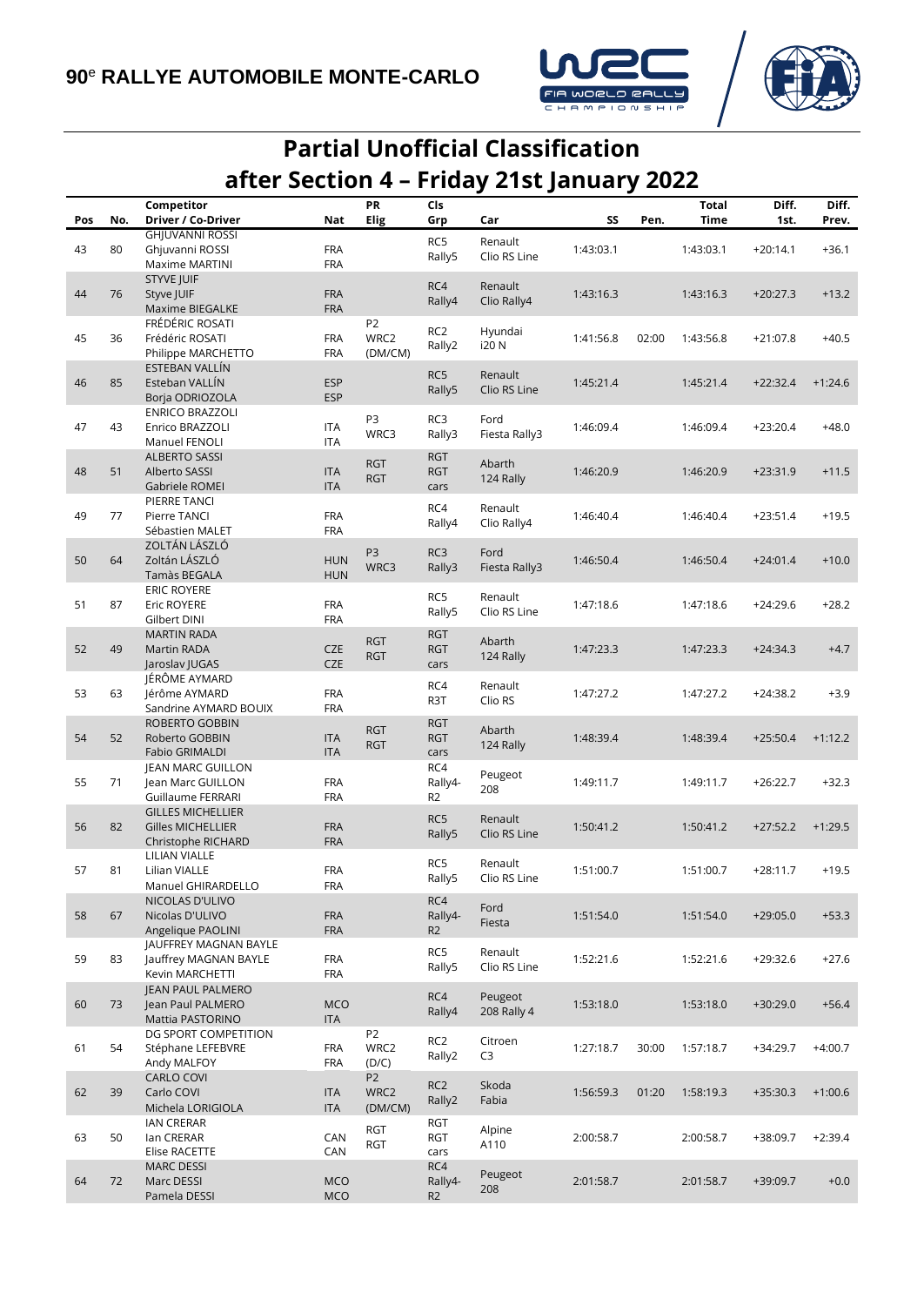# 90e RALLYE AUTOMOBILE MONTE-CARLO

## Partial Unofficial Classification
## after Section 4 – Friday 21st January 2022

| Pos | No. | Competitor Driver / Co-Driver | Nat | PR Elig | Cls Grp | Car | SS | Pen. | Total Time | Diff. 1st. | Diff. Prev. |
|---|---|---|---|---|---|---|---|---|---|---|---|
| 43 | 80 | GHJUVANNI ROSSI<br>Ghjuvanni ROSSI<br>Maxime MARTINI | FRA<br>FRA | | RC5<br>Rally5 | Renault<br>Clio RS Line | 1:43:03.1 | | 1:43:03.1 | +20:14.1 | +36.1 |
| 44 | 76 | STYVE JUIF<br>Styve JUIF<br>Maxime BIEGALKE | FRA<br>FRA | | RC4<br>Rally4 | Renault<br>Clio Rally4 | 1:43:16.3 | | 1:43:16.3 | +20:27.3 | +13.2 |
| 45 | 36 | FRÉDÉRIC ROSATI<br>Frédéric ROSATI<br>Philippe MARCHETTO | FRA<br>FRA | P2<br>WRC2<br>(DM/CM) | RC2<br>Rally2 | Hyundai<br>i20 N | 1:41:56.8 | 02:00 | 1:43:56.8 | +21:07.8 | +40.5 |
| 46 | 85 | ESTEBAN VALLÍN<br>Esteban VALLÍN<br>Borja ODRIOZOLA | ESP<br>ESP | | RC5<br>Rally5 | Renault<br>Clio RS Line | 1:45:21.4 | | 1:45:21.4 | +22:32.4 | +1:24.6 |
| 47 | 43 | ENRICO BRAZZOLI<br>Enrico BRAZZOLI<br>Manuel FENOLI | ITA<br>ITA | P3<br>WRC3 | RC3<br>Rally3 | Ford<br>Fiesta Rally3 | 1:46:09.4 | | 1:46:09.4 | +23:20.4 | +48.0 |
| 48 | 51 | ALBERTO SASSI<br>Alberto SASSI<br>Gabriele ROMEI | ITA<br>ITA | RGT<br>RGT | RGT<br>RGT<br>cars | Abarth<br>124 Rally | 1:46:20.9 | | 1:46:20.9 | +23:31.9 | +11.5 |
| 49 | 77 | PIERRE TANCI<br>Pierre TANCI<br>Sébastien MALET | FRA<br>FRA | | RC4<br>Rally4 | Renault<br>Clio Rally4 | 1:46:40.4 | | 1:46:40.4 | +23:51.4 | +19.5 |
| 50 | 64 | ZOLTÁN LÁSZLÓ<br>Zoltán LÁSZLÓ<br>Tamàs BEGALA | HUN<br>HUN | P3<br>WRC3 | RC3<br>Rally3 | Ford<br>Fiesta Rally3 | 1:46:50.4 | | 1:46:50.4 | +24:01.4 | +10.0 |
| 51 | 87 | ERIC ROYERE<br>Eric ROYERE<br>Gilbert DINI | FRA<br>FRA | | RC5<br>Rally5 | Renault<br>Clio RS Line | 1:47:18.6 | | 1:47:18.6 | +24:29.6 | +28.2 |
| 52 | 49 | MARTIN RADA<br>Martin RADA<br>Jaroslav JUGAS | CZE<br>CZE | RGT<br>RGT | RGT<br>RGT<br>cars | Abarth<br>124 Rally | 1:47:23.3 | | 1:47:23.3 | +24:34.3 | +4.7 |
| 53 | 63 | JÉRÔME AYMARD<br>Jérôme AYMARD<br>Sandrine AYMARD BOUIX | FRA<br>FRA | | RC4<br>R3T | Renault<br>Clio RS | 1:47:27.2 | | 1:47:27.2 | +24:38.2 | +3.9 |
| 54 | 52 | ROBERTO GOBBIN<br>Roberto GOBBIN<br>Fabio GRIMALDI | ITA<br>ITA | RGT<br>RGT | RGT<br>RGT<br>cars | Abarth<br>124 Rally | 1:48:39.4 | | 1:48:39.4 | +25:50.4 | +1:12.2 |
| 55 | 71 | JEAN MARC GUILLON<br>Jean Marc GUILLON<br>Guillaume FERRARI | FRA<br>FRA | | RC4<br>Rally4-<br>R2 | Peugeot<br>208 | 1:49:11.7 | | 1:49:11.7 | +26:22.7 | +32.3 |
| 56 | 82 | GILLES MICHELLIER<br>Gilles MICHELLIER<br>Christophe RICHARD | FRA<br>FRA | | RC5<br>Rally5 | Renault<br>Clio RS Line | 1:50:41.2 | | 1:50:41.2 | +27:52.2 | +1:29.5 |
| 57 | 81 | LILIAN VIALLE<br>Lilian VIALLE<br>Manuel GHIRARDELLO | FRA<br>FRA | | RC5<br>Rally5 | Renault<br>Clio RS Line | 1:51:00.7 | | 1:51:00.7 | +28:11.7 | +19.5 |
| 58 | 67 | NICOLAS D'ULIVO<br>Nicolas D'ULIVO<br>Angelique PAOLINI | FRA<br>FRA | | RC4<br>Rally4-<br>R2 | Ford<br>Fiesta | 1:51:54.0 | | 1:51:54.0 | +29:05.0 | +53.3 |
| 59 | 83 | JAUFFREY MAGNAN BAYLE<br>Jauffrey MAGNAN BAYLE<br>Kevin MARCHETTI | FRA<br>FRA | | RC5<br>Rally5 | Renault<br>Clio RS Line | 1:52:21.6 | | 1:52:21.6 | +29:32.6 | +27.6 |
| 60 | 73 | JEAN PAUL PALMERO<br>Jean Paul PALMERO<br>Mattia PASTORINO | MCO<br>ITA | | RC4<br>Rally4 | Peugeot<br>208 Rally 4 | 1:53:18.0 | | 1:53:18.0 | +30:29.0 | +56.4 |
| 61 | 54 | DG SPORT COMPETITION<br>Stéphane LEFEBVRE<br>Andy MALFOY | FRA<br>FRA | P2<br>WRC2<br>(D/C) | RC2<br>Rally2 | Citroen<br>C3 | 1:27:18.7 | 30:00 | 1:57:18.7 | +34:29.7 | +4:00.7 |
| 62 | 39 | CARLO COVI<br>Carlo COVI<br>Michela LORIGIOLA | ITA<br>ITA | P2<br>WRC2<br>(DM/CM) | RC2<br>Rally2 | Skoda<br>Fabia | 1:56:59.3 | 01:20 | 1:58:19.3 | +35:30.3 | +1:00.6 |
| 63 | 50 | IAN CRERAR<br>Ian CRERAR<br>Elise RACETTE | CAN<br>CAN | RGT<br>RGT | RGT<br>RGT<br>cars | Alpine<br>A110 | 2:00:58.7 | | 2:00:58.7 | +38:09.7 | +2:39.4 |
| 64 | 72 | MARC DESSI<br>Marc DESSI<br>Pamela DESSI | MCO<br>MCO | | RC4<br>Rally4-<br>R2 | Peugeot<br>208 | 2:01:58.7 | | 2:01:58.7 | +39:09.7 | +0.0 |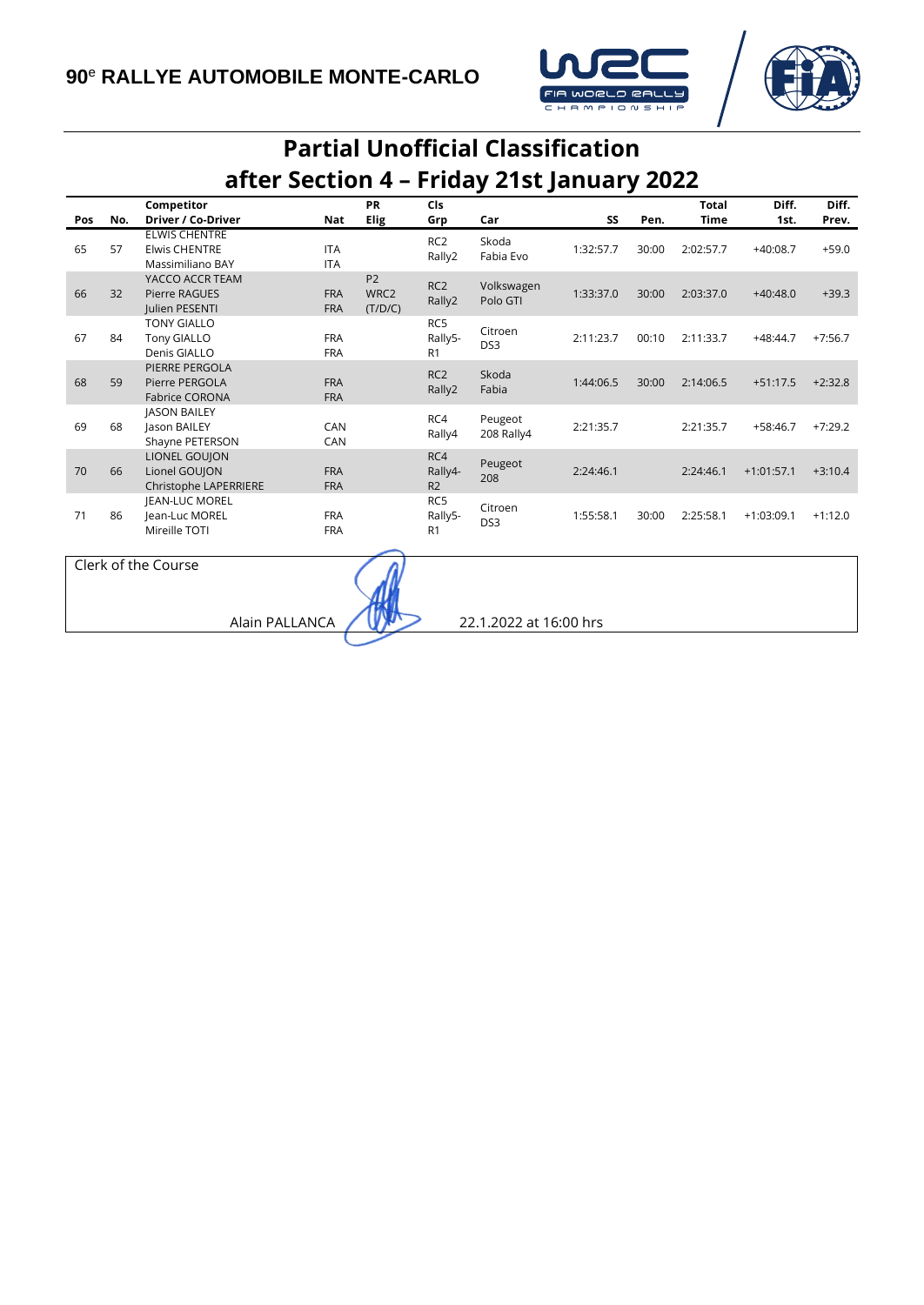90[e] RALLYE AUTOMOBILE MONTE-CARLO

# Partial Unofficial Classification
## after Section 4 – Friday 21st January 2022

| Pos | No. | Competitor Driver / Co-Driver | Nat | PR Elig | Cls Grp | Car | SS | Pen. | Total Time | Diff. 1st. | Diff. Prev. |
|---|---|---|---|---|---|---|---|---|---|---|---|
| 65 | 57 | ELWIS CHENTRE<br>Elwis CHENTRE<br>Massimiliano BAY | ITA<br>ITA | | RC2<br>Rally2 | Skoda<br>Fabia Evo | 1:32:57.7 | 30:00 | 2:02:57.7 | +40:08.7 | +59.0 |
| 66 | 32 | YACCO ACCR TEAM<br>Pierre RAGUES<br>Julien PESENTI | FRA<br>FRA | P2<br>WRC2<br>(T/D/C) | RC2<br>Rally2 | Volkswagen<br>Polo GTI | 1:33:37.0 | 30:00 | 2:03:37.0 | +40:48.0 | +39.3 |
| 67 | 84 | TONY GIALLO<br>Tony GIALLO<br>Denis GIALLO | FRA<br>FRA | | RC5<br>Rally5-R1 | Citroen<br>DS3 | 2:11:23.7 | 00:10 | 2:11:33.7 | +48:44.7 | +7:56.7 |
| 68 | 59 | PIERRE PERGOLA<br>Pierre PERGOLA<br>Fabrice CORONA | FRA<br>FRA | | RC2<br>Rally2 | Skoda<br>Fabia | 1:44:06.5 | 30:00 | 2:14:06.5 | +51:17.5 | +2:32.8 |
| 69 | 68 | JASON BAILEY<br>Jason BAILEY<br>Shayne PETERSON | CAN<br>CAN | | RC4<br>Rally4 | Peugeot<br>208 Rally4 | 2:21:35.7 | | 2:21:35.7 | +58:46.7 | +7:29.2 |
| 70 | 66 | LIONEL GOUJON<br>Lionel GOUJON<br>Christophe LAPERRIERE | FRA<br>FRA | | RC4<br>Rally4-R2 | Peugeot<br>208 | 2:24:46.1 | | 2:24:46.1 | +1:01:57.1 | +3:10.4 |
| 71 | 86 | JEAN-LUC MOREL<br>Jean-Luc MOREL<br>Mireille TOTI | FRA<br>FRA | | RC5<br>Rally5-R1 | Citroen<br>DS3 | 1:55:58.1 | 30:00 | 2:25:58.1 | +1:03:09.1 | +1:12.0 |

Clerk of the Course

Alain PALLANCA

22.1.2022 at 16:00 hrs